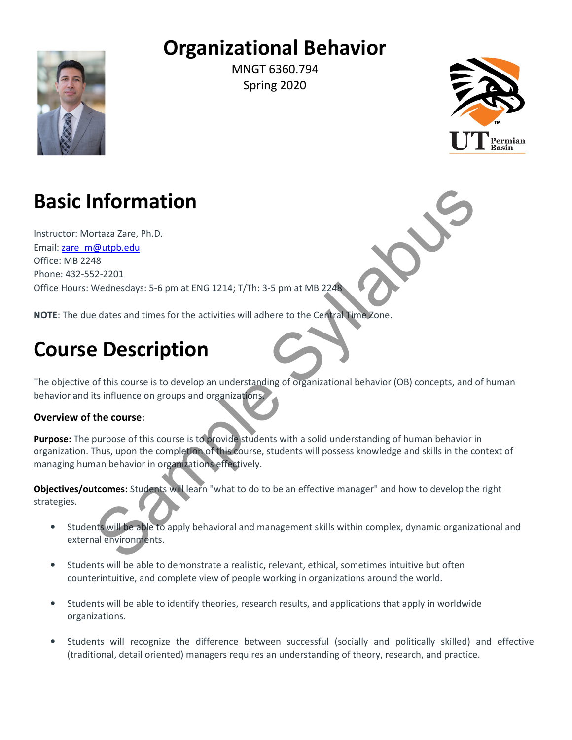# Organizational Behavior

MNGT 6360.794
Spring 2020

## Basic Information

Instructor: Mortaza Zare, Ph.D.
Email: zare_m@utpb.edu
Office: MB 2248
Phone: 432-552-2201
Office Hours: Wednesdays: 5-6 pm at ENG 1214; T/Th: 3-5 pm at MB 2248

**NOTE**: The due dates and times for the activities will adhere to the Central Time Zone.

## Course Description

The objective of this course is to develop an understanding of organizational behavior (OB) concepts, and of human behavior and its influence on groups and organizations.

**Overview of the course:**

**Purpose:** The purpose of this course is to provide students with a solid understanding of human behavior in organization. Thus, upon the completion of this course, students will possess knowledge and skills in the context of managing human behavior in organizations effectively.

**Objectives/outcomes:** Students will learn "what to do to be an effective manager" and how to develop the right strategies.

- Students will be able to apply behavioral and management skills within complex, dynamic organizational and external environments.
- Students will be able to demonstrate a realistic, relevant, ethical, sometimes intuitive but often counterintuitive, and complete view of people working in organizations around the world.
- Students will be able to identify theories, research results, and applications that apply in worldwide organizations.
- Students will recognize the difference between successful (socially and politically skilled) and effective (traditional, detail oriented) managers requires an understanding of theory, research, and practice.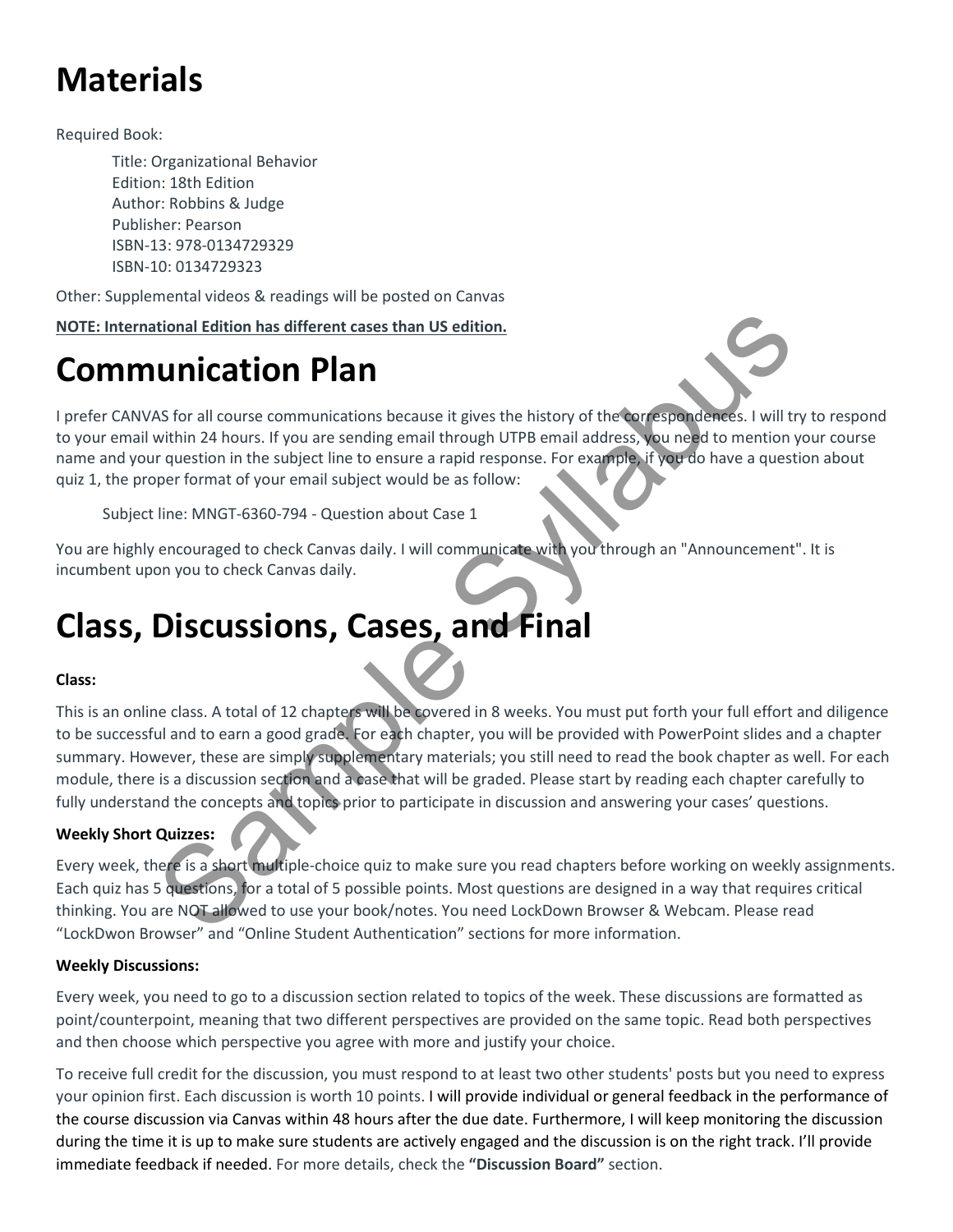# Materials

Required Book:

Title: Organizational Behavior
Edition: 18th Edition
Author: Robbins & Judge
Publisher: Pearson
ISBN-13: 978-0134729329
ISBN-10: 0134729323

Other: Supplemental videos & readings will be posted on Canvas

**NOTE: International Edition has different cases than US edition.**

# Communication Plan

I prefer CANVAS for all course communications because it gives the history of the correspondences. I will try to respond to your email within 24 hours. If you are sending email through UTPB email address, you need to mention your course name and your question in the subject line to ensure a rapid response. For example, if you do have a question about quiz 1, the proper format of your email subject would be as follow:

Subject line: MNGT-6360-794 - Question about Case 1

You are highly encouraged to check Canvas daily. I will communicate with you through an "Announcement". It is incumbent upon you to check Canvas daily.

# Class, Discussions, Cases, and Final

**Class:**

This is an online class. A total of 12 chapters will be covered in 8 weeks. You must put forth your full effort and diligence to be successful and to earn a good grade. For each chapter, you will be provided with PowerPoint slides and a chapter summary. However, these are simply supplementary materials; you still need to read the book chapter as well. For each module, there is a discussion section and a case that will be graded. Please start by reading each chapter carefully to fully understand the concepts and topics prior to participate in discussion and answering your cases' questions.

**Weekly Short Quizzes:**

Every week, there is a short multiple-choice quiz to make sure you read chapters before working on weekly assignments. Each quiz has 5 questions, for a total of 5 possible points. Most questions are designed in a way that requires critical thinking. You are NOT allowed to use your book/notes. You need LockDown Browser & Webcam. Please read "LockDwon Browser" and "Online Student Authentication" sections for more information.

**Weekly Discussions:**

Every week, you need to go to a discussion section related to topics of the week. These discussions are formatted as point/counterpoint, meaning that two different perspectives are provided on the same topic. Read both perspectives and then choose which perspective you agree with more and justify your choice.

To receive full credit for the discussion, you must respond to at least two other students' posts but you need to express your opinion first. Each discussion is worth 10 points. I will provide individual or general feedback in the performance of the course discussion via Canvas within 48 hours after the due date. Furthermore, I will keep monitoring the discussion during the time it is up to make sure students are actively engaged and the discussion is on the right track. I'll provide immediate feedback if needed. For more details, check the **"Discussion Board"** section.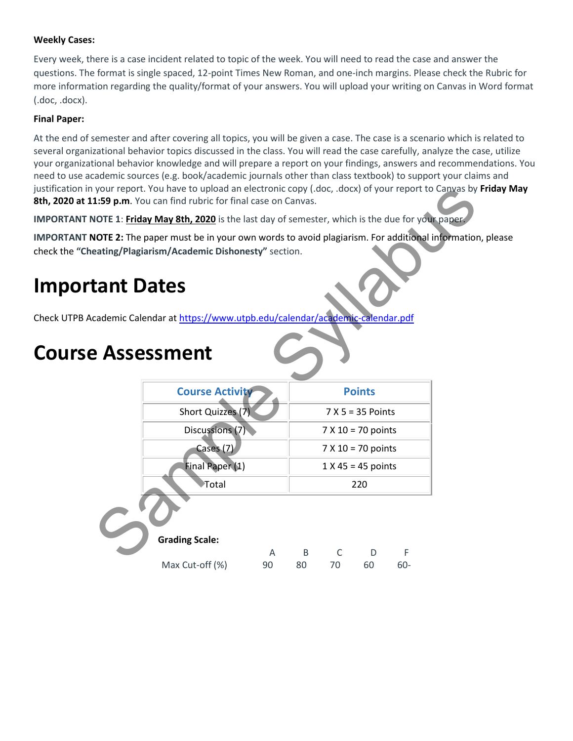**Weekly Cases:**

Every week, there is a case incident related to topic of the week. You will need to read the case and answer the questions. The format is single spaced, 12-point Times New Roman, and one-inch margins. Please check the Rubric for more information regarding the quality/format of your answers. You will upload your writing on Canvas in Word format (.doc, .docx).

**Final Paper:**

At the end of semester and after covering all topics, you will be given a case. The case is a scenario which is related to several organizational behavior topics discussed in the class. You will read the case carefully, analyze the case, utilize your organizational behavior knowledge and will prepare a report on your findings, answers and recommendations. You need to use academic sources (e.g. book/academic journals other than class textbook) to support your claims and justification in your report. You have to upload an electronic copy (.doc, .docx) of your report to Canvas by **Friday May 8th, 2020 at 11:59 p.m**. You can find rubric for final case on Canvas.

**IMPORTANT NOTE 1**: **Friday May 8th, 2020** is the last day of semester, which is the due for your paper.

**IMPORTANT NOTE 2:** The paper must be in your own words to avoid plagiarism. For additional information, please check the **"Cheating/Plagiarism/Academic Dishonesty"** section.

# Important Dates

Check UTPB Academic Calendar at https://www.utpb.edu/calendar/academic-calendar.pdf

# Course Assessment

| Course Activity | Points |
|---|---|
| Short Quizzes (7) | 7 X 5 = 35 Points |
| Discussions (7) | 7 X 10 = 70 points |
| Cases (7) | 7 X 10 = 70 points |
| Final Paper (1) | 1 X 45 = 45 points |
| Total | 220 |

**Grading Scale:**

| | A | B | C | D | F |
|---|---|---|---|---|---|
| Max Cut-off (%) | 90 | 80 | 70 | 60 | 60- |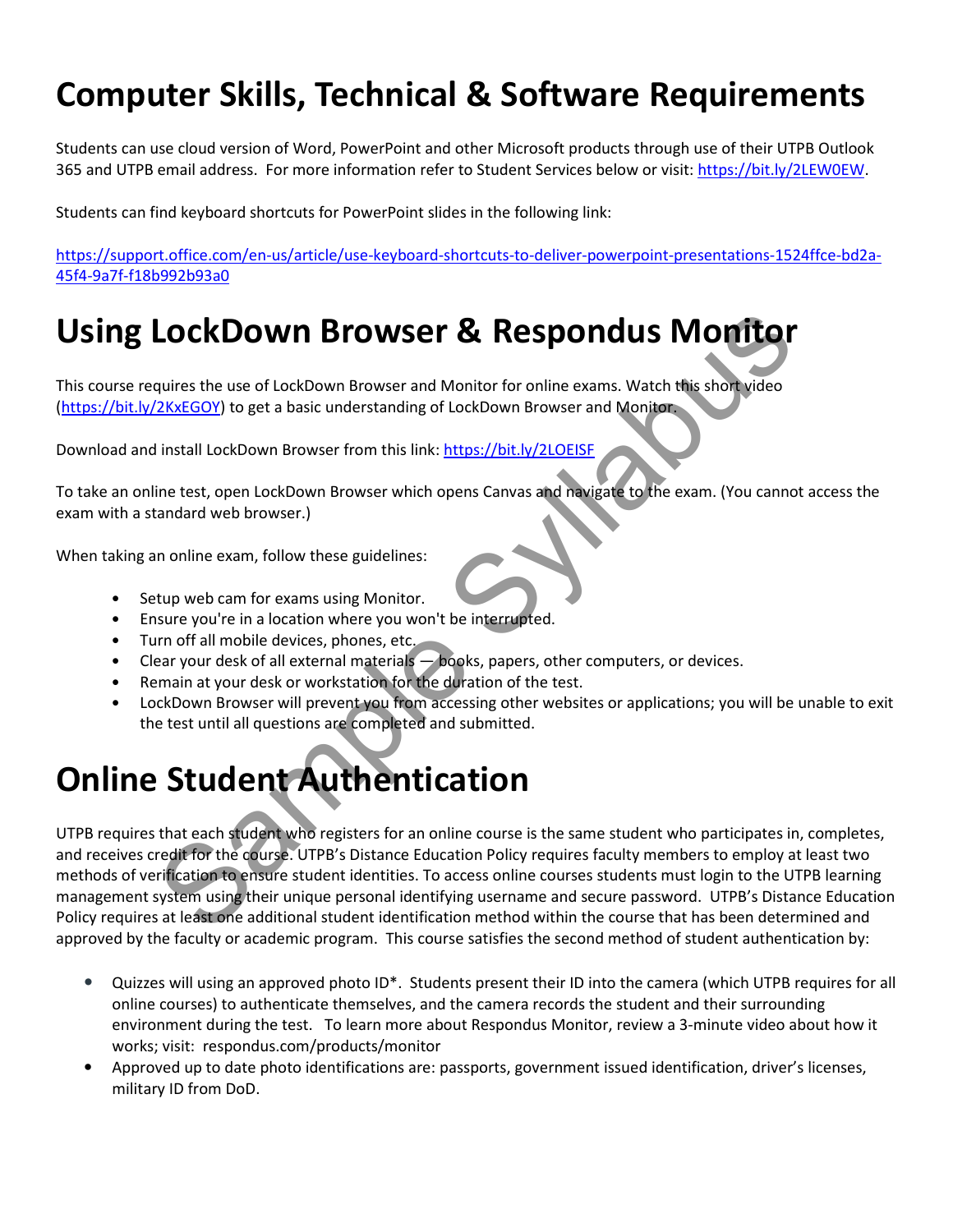# Computer Skills, Technical & Software Requirements

Students can use cloud version of Word, PowerPoint and other Microsoft products through use of their UTPB Outlook 365 and UTPB email address. For more information refer to Student Services below or visit: https://bit.ly/2LEW0EW.

Students can find keyboard shortcuts for PowerPoint slides in the following link:

https://support.office.com/en-us/article/use-keyboard-shortcuts-to-deliver-powerpoint-presentations-1524ffce-bd2a-45f4-9a7f-f18b992b93a0

# Using LockDown Browser & Respondus Monitor

This course requires the use of LockDown Browser and Monitor for online exams. Watch this short video (https://bit.ly/2KxEGOY) to get a basic understanding of LockDown Browser and Monitor.

Download and install LockDown Browser from this link: https://bit.ly/2LOEISF

To take an online test, open LockDown Browser which opens Canvas and navigate to the exam. (You cannot access the exam with a standard web browser.)

When taking an online exam, follow these guidelines:

- Setup web cam for exams using Monitor.
- Ensure you're in a location where you won't be interrupted.
- Turn off all mobile devices, phones, etc.
- Clear your desk of all external materials — books, papers, other computers, or devices.
- Remain at your desk or workstation for the duration of the test.
- LockDown Browser will prevent you from accessing other websites or applications; you will be unable to exit the test until all questions are completed and submitted.

# Online Student Authentication

UTPB requires that each student who registers for an online course is the same student who participates in, completes, and receives credit for the course. UTPB's Distance Education Policy requires faculty members to employ at least two methods of verification to ensure student identities. To access online courses students must login to the UTPB learning management system using their unique personal identifying username and secure password. UTPB's Distance Education Policy requires at least one additional student identification method within the course that has been determined and approved by the faculty or academic program. This course satisfies the second method of student authentication by:

- Quizzes will using an approved photo ID*. Students present their ID into the camera (which UTPB requires for all online courses) to authenticate themselves, and the camera records the student and their surrounding environment during the test. To learn more about Respondus Monitor, review a 3-minute video about how it works; visit: respondus.com/products/monitor
- Approved up to date photo identifications are: passports, government issued identification, driver's licenses, military ID from DoD.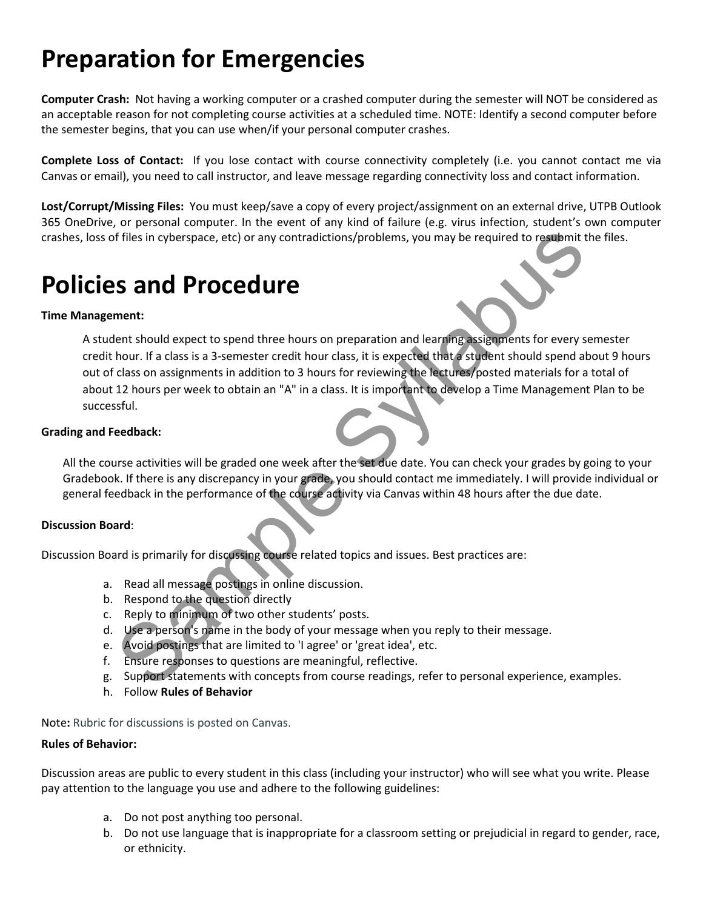# Preparation for Emergencies

**Computer Crash:** Not having a working computer or a crashed computer during the semester will NOT be considered as an acceptable reason for not completing course activities at a scheduled time. NOTE: Identify a second computer before the semester begins, that you can use when/if your personal computer crashes.

**Complete Loss of Contact:** If you lose contact with course connectivity completely (i.e. you cannot contact me via Canvas or email), you need to call instructor, and leave message regarding connectivity loss and contact information.

**Lost/Corrupt/Missing Files:** You must keep/save a copy of every project/assignment on an external drive, UTPB Outlook 365 OneDrive, or personal computer. In the event of any kind of failure (e.g. virus infection, student's own computer crashes, loss of files in cyberspace, etc) or any contradictions/problems, you may be required to resubmit the files.

# Policies and Procedure

**Time Management:**

A student should expect to spend three hours on preparation and learning assignments for every semester credit hour. If a class is a 3-semester credit hour class, it is expected that a student should spend about 9 hours out of class on assignments in addition to 3 hours for reviewing the lectures/posted materials for a total of about 12 hours per week to obtain an "A" in a class. It is important to develop a Time Management Plan to be successful.

**Grading and Feedback:**

All the course activities will be graded one week after the set due date. You can check your grades by going to your Gradebook. If there is any discrepancy in your grade, you should contact me immediately. I will provide individual or general feedback in the performance of the course activity via Canvas within 48 hours after the due date.

**Discussion Board**:

Discussion Board is primarily for discussing course related topics and issues. Best practices are:

a. Read all message postings in online discussion.
b. Respond to the question directly
c. Reply to minimum of two other students' posts.
d. Use a person's name in the body of your message when you reply to their message.
e. Avoid postings that are limited to 'I agree' or 'great idea', etc.
f. Ensure responses to questions are meaningful, reflective.
g. Support statements with concepts from course readings, refer to personal experience, examples.
h. Follow **Rules of Behavior**

Note**:** Rubric for discussions is posted on Canvas.

**Rules of Behavior:**

Discussion areas are public to every student in this class (including your instructor) who will see what you write. Please pay attention to the language you use and adhere to the following guidelines:

a. Do not post anything too personal.
b. Do not use language that is inappropriate for a classroom setting or prejudicial in regard to gender, race, or ethnicity.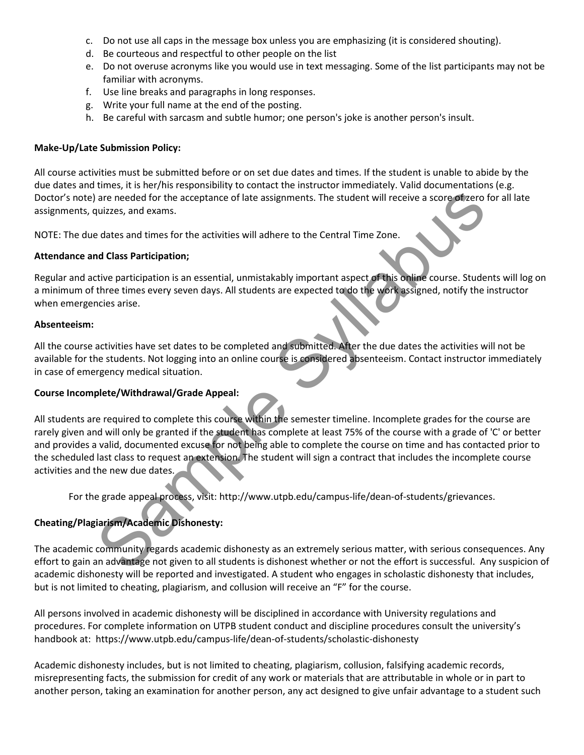c. Do not use all caps in the message box unless you are emphasizing (it is considered shouting).
d. Be courteous and respectful to other people on the list
e. Do not overuse acronyms like you would use in text messaging. Some of the list participants may not be familiar with acronyms.
f. Use line breaks and paragraphs in long responses.
g. Write your full name at the end of the posting.
h. Be careful with sarcasm and subtle humor; one person's joke is another person's insult.

**Make-Up/Late Submission Policy:**

All course activities must be submitted before or on set due dates and times. If the student is unable to abide by the due dates and times, it is her/his responsibility to contact the instructor immediately. Valid documentations (e.g. Doctor's note) are needed for the acceptance of late assignments. The student will receive a score of zero for all late assignments, quizzes, and exams.

NOTE: The due dates and times for the activities will adhere to the Central Time Zone.

**Attendance and Class Participation;**

Regular and active participation is an essential, unmistakably important aspect of this online course. Students will log on a minimum of three times every seven days. All students are expected to do the work assigned, notify the instructor when emergencies arise.

**Absenteeism:**

All the course activities have set dates to be completed and submitted. After the due dates the activities will not be available for the students. Not logging into an online course is considered absenteeism. Contact instructor immediately in case of emergency medical situation.

**Course Incomplete/Withdrawal/Grade Appeal:**

All students are required to complete this course within the semester timeline. Incomplete grades for the course are rarely given and will only be granted if the student has complete at least 75% of the course with a grade of 'C' or better and provides a valid, documented excuse for not being able to complete the course on time and has contacted prior to the scheduled last class to request an extension. The student will sign a contract that includes the incomplete course activities and the new due dates.

For the grade appeal process, visit: http://www.utpb.edu/campus-life/dean-of-students/grievances.

**Cheating/Plagiarism/Academic Dishonesty:**

The academic community regards academic dishonesty as an extremely serious matter, with serious consequences. Any effort to gain an advantage not given to all students is dishonest whether or not the effort is successful. Any suspicion of academic dishonesty will be reported and investigated. A student who engages in scholastic dishonesty that includes, but is not limited to cheating, plagiarism, and collusion will receive an "F" for the course.

All persons involved in academic dishonesty will be disciplined in accordance with University regulations and procedures. For complete information on UTPB student conduct and discipline procedures consult the university's handbook at: https://www.utpb.edu/campus-life/dean-of-students/scholastic-dishonesty

Academic dishonesty includes, but is not limited to cheating, plagiarism, collusion, falsifying academic records, misrepresenting facts, the submission for credit of any work or materials that are attributable in whole or in part to another person, taking an examination for another person, any act designed to give unfair advantage to a student such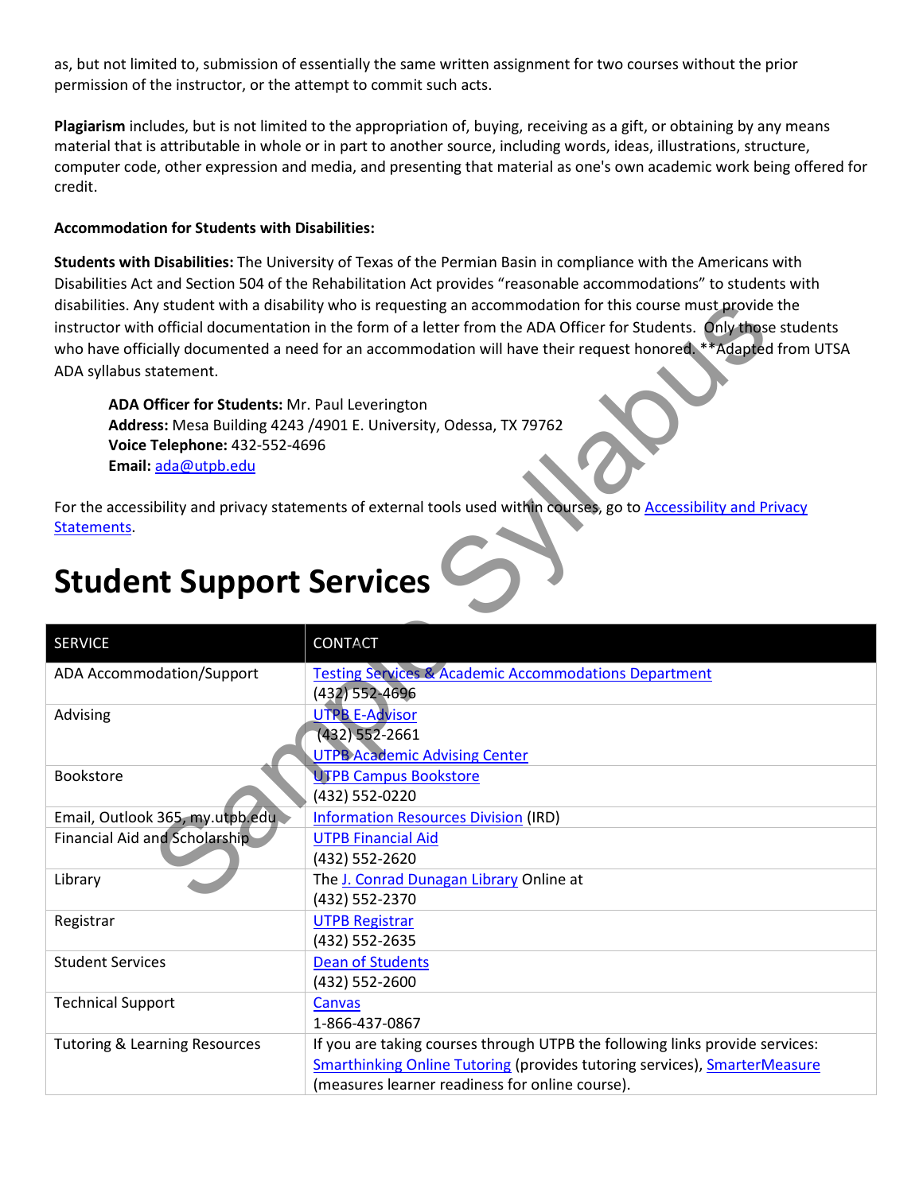as, but not limited to, submission of essentially the same written assignment for two courses without the prior permission of the instructor, or the attempt to commit such acts.

**Plagiarism** includes, but is not limited to the appropriation of, buying, receiving as a gift, or obtaining by any means material that is attributable in whole or in part to another source, including words, ideas, illustrations, structure, computer code, other expression and media, and presenting that material as one's own academic work being offered for credit.

**Accommodation for Students with Disabilities:**

**Students with Disabilities:** The University of Texas of the Permian Basin in compliance with the Americans with Disabilities Act and Section 504 of the Rehabilitation Act provides "reasonable accommodations" to students with disabilities. Any student with a disability who is requesting an accommodation for this course must provide the instructor with official documentation in the form of a letter from the ADA Officer for Students. Only those students who have officially documented a need for an accommodation will have their request honored. **Adapted from UTSA ADA syllabus statement.

> **ADA Officer for Students:** Mr. Paul Leverington
> **Address:** Mesa Building 4243 /4901 E. University, Odessa, TX 79762
> **Voice Telephone:** 432-552-4696
> **Email:** ada@utpb.edu

For the accessibility and privacy statements of external tools used within courses, go to Accessibility and Privacy Statements.

# Student Support Services

| SERVICE | CONTACT |
|---|---|
| ADA Accommodation/Support | Testing Services & Academic Accommodations Department<br>(432) 552-4696 |
| Advising | UTPB E-Advisor<br>(432) 552-2661<br>UTPB Academic Advising Center |
| Bookstore | UTPB Campus Bookstore<br>(432) 552-0220 |
| Email, Outlook 365, my.utpb.edu | Information Resources Division (IRD) |
| Financial Aid and Scholarship | UTPB Financial Aid<br>(432) 552-2620 |
| Library | The J. Conrad Dunagan Library Online at<br>(432) 552-2370 |
| Registrar | UTPB Registrar<br>(432) 552-2635 |
| Student Services | Dean of Students<br>(432) 552-2600 |
| Technical Support | Canvas<br>1-866-437-0867 |
| Tutoring & Learning Resources | If you are taking courses through UTPB the following links provide services: Smarthinking Online Tutoring (provides tutoring services), SmarterMeasure (measures learner readiness for online course). |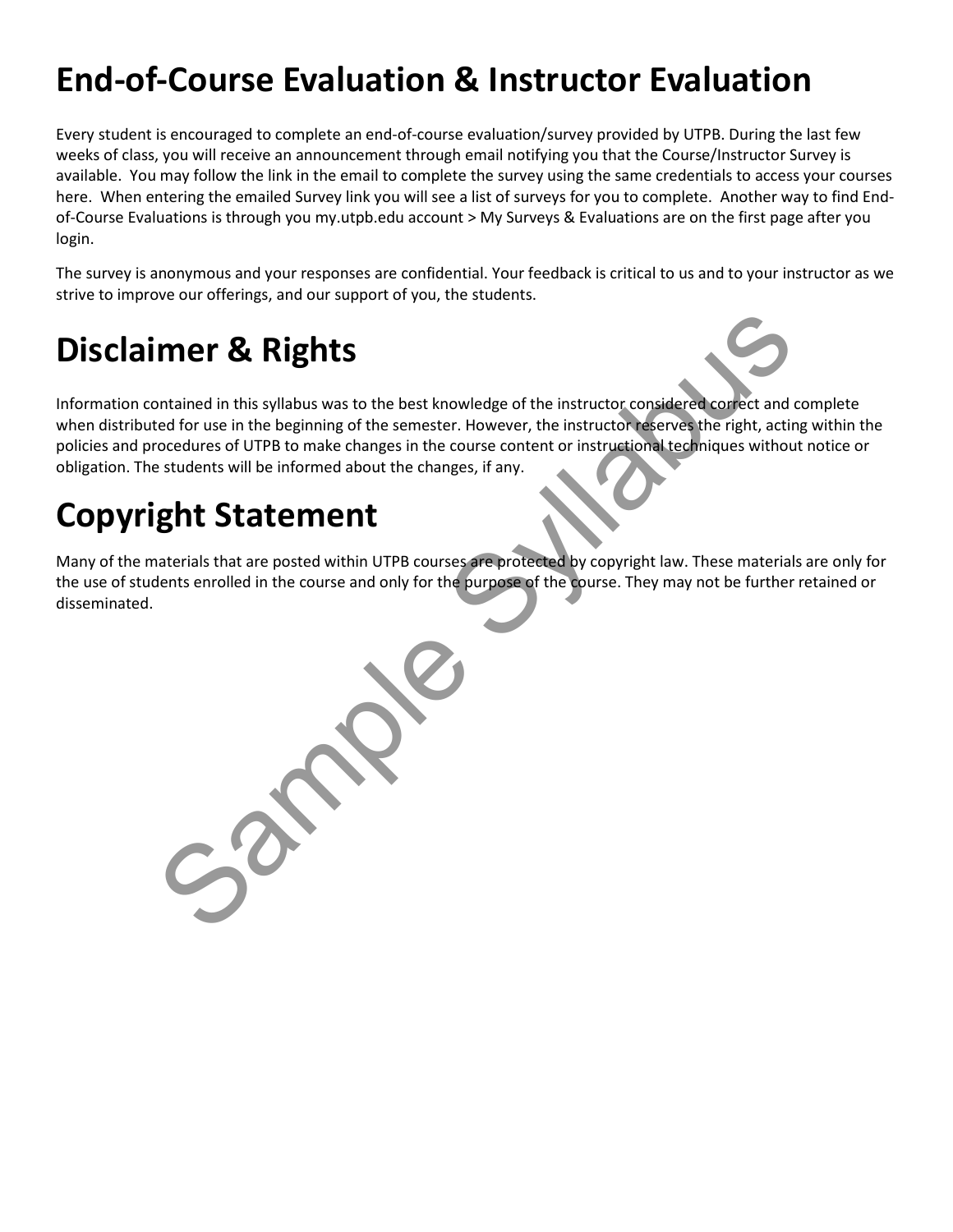# End-of-Course Evaluation & Instructor Evaluation

Every student is encouraged to complete an end-of-course evaluation/survey provided by UTPB. During the last few weeks of class, you will receive an announcement through email notifying you that the Course/Instructor Survey is available. You may follow the link in the email to complete the survey using the same credentials to access your courses here. When entering the emailed Survey link you will see a list of surveys for you to complete. Another way to find End-of-Course Evaluations is through you my.utpb.edu account > My Surveys & Evaluations are on the first page after you login.

The survey is anonymous and your responses are confidential. Your feedback is critical to us and to your instructor as we strive to improve our offerings, and our support of you, the students.

# Disclaimer & Rights

Information contained in this syllabus was to the best knowledge of the instructor considered correct and complete when distributed for use in the beginning of the semester. However, the instructor reserves the right, acting within the policies and procedures of UTPB to make changes in the course content or instructional techniques without notice or obligation. The students will be informed about the changes, if any.

# Copyright Statement

Many of the materials that are posted within UTPB courses are protected by copyright law. These materials are only for the use of students enrolled in the course and only for the purpose of the course. They may not be further retained or disseminated.